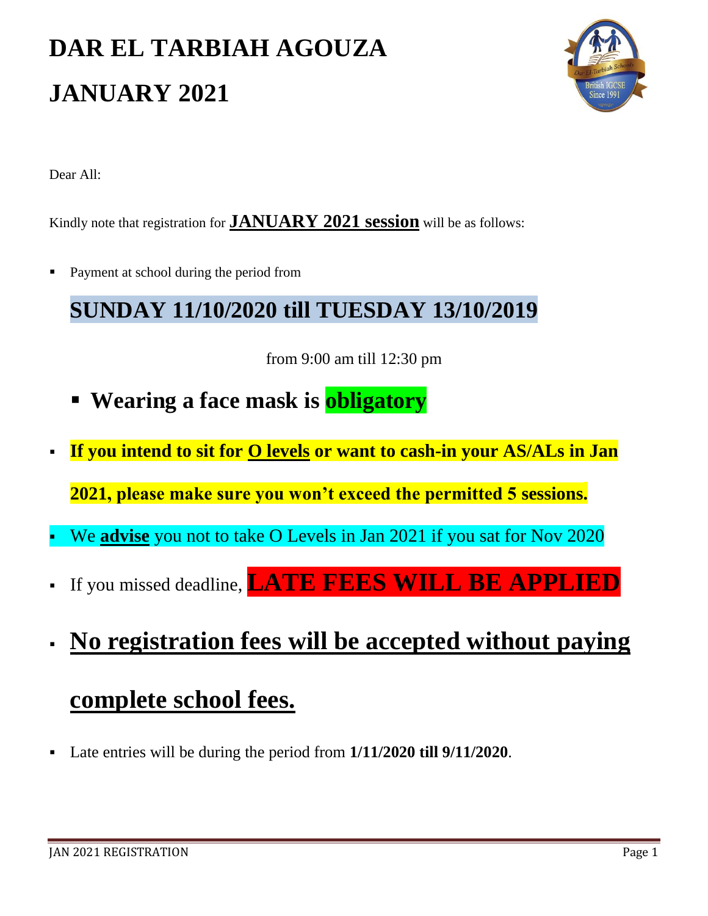# DAR EL TARBIAH AGOUZA

# JANUARY 2021

Dear All:

Kindly note that registration for **JANUARY 2021 session** will be as follows:

- Payment at school during the period from

## SUNDAY 11/10/2020 till TUESDAY 13/10/2019

from 9:00 am till 12:30 pm

- **Wearing a face mask is obligatory**
- **If you intend to sit for O levels or want to cash-in your AS/ALs in Jan 2021, please make sure you won't exceed the permitted 5 sessions.**
- We **advise** you not to take O Levels in Jan 2021 if you sat for Nov 2020
- If you missed deadline, **LATE FEES WILL BE APPLIED**
- **No registration fees will be accepted without paying complete school fees.**
- Late entries will be during the period from **1/11/2020 till 9/11/2020**.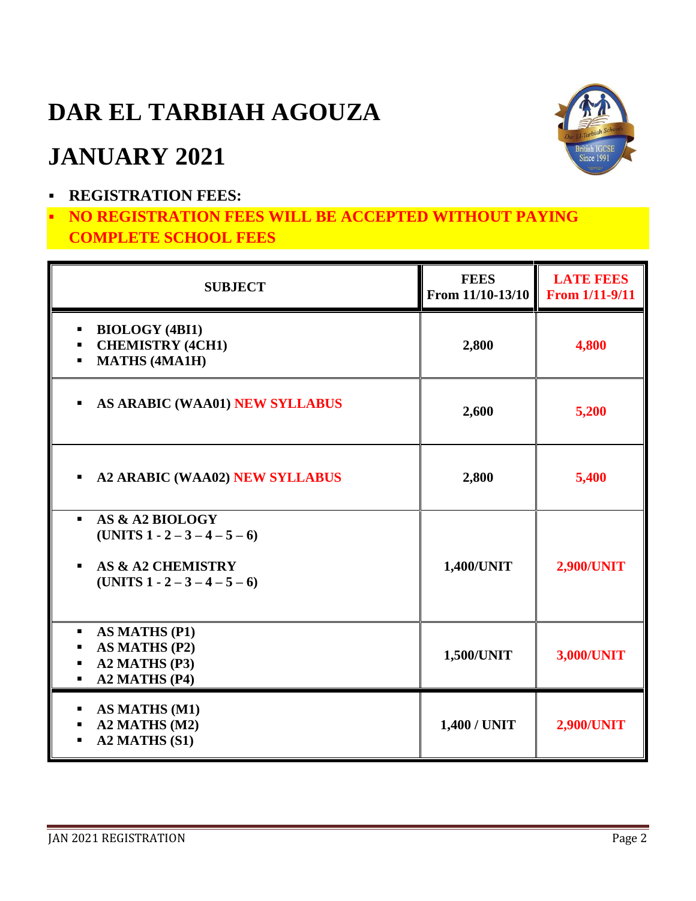# DAR EL TARBIAH AGOUZA

# JANUARY 2021

- **REGISTRATION FEES:**
- **NO REGISTRATION FEES WILL BE ACCEPTED WITHOUT PAYING COMPLETE SCHOOL FEES**

| SUBJECT | FEES From 11/10-13/10 | LATE FEES From 1/11-9/11 |
|---|---|---|
| BIOLOGY (4BI1)<br>CHEMISTRY (4CH1)<br>MATHS (4MA1H) | 2,800 | 4,800 |
| AS ARABIC (WAA01) NEW SYLLABUS | 2,600 | 5,200 |
| A2 ARABIC (WAA02) NEW SYLLABUS | 2,800 | 5,400 |
| AS & A2 BIOLOGY (UNITS 1 - 2 – 3 – 4 – 5 – 6)<br>AS & A2 CHEMISTRY (UNITS 1 - 2 – 3 – 4 – 5 – 6) | 1,400/UNIT | 2,900/UNIT |
| AS MATHS (P1)<br>AS MATHS (P2)<br>A2 MATHS (P3)<br>A2 MATHS (P4) | 1,500/UNIT | 3,000/UNIT |
| AS MATHS (M1)<br>A2 MATHS (M2)<br>A2 MATHS (S1) | 1,400 / UNIT | 2,900/UNIT |